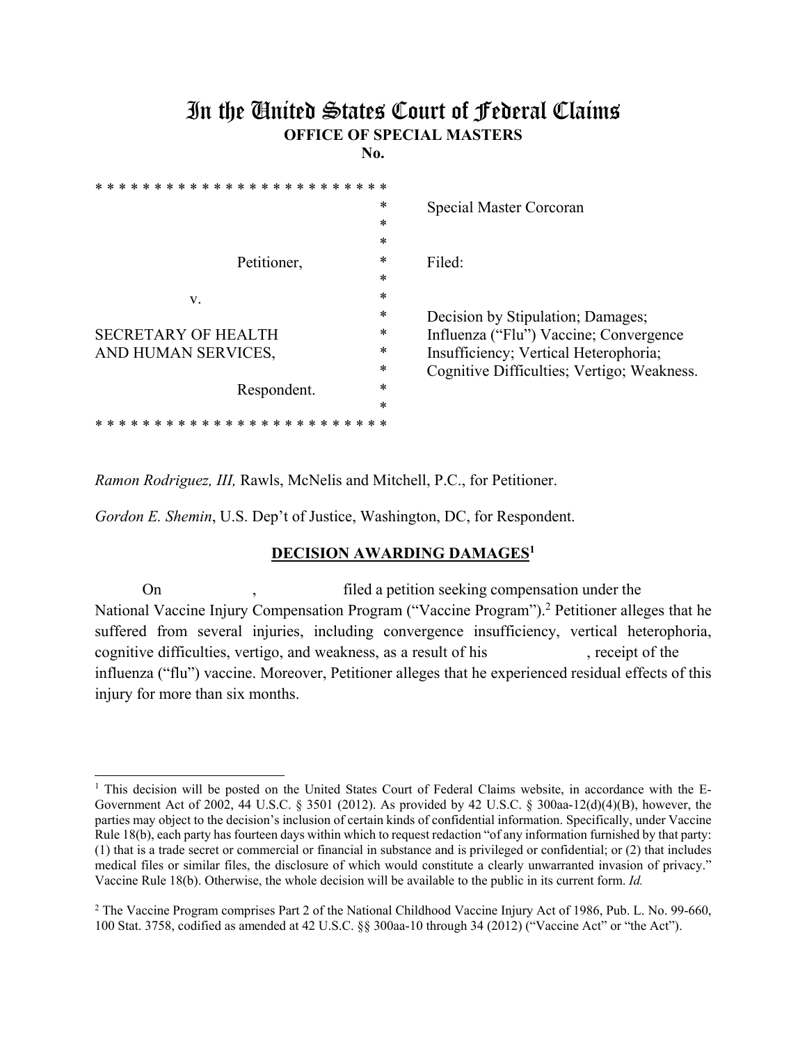# In the United States Court of Federal Claims

**OFFICE OF SPECIAL MASTERS**

**No.**

| | |
|---|---|
| * * * * * * * * * * * * * * * * * * * * * * * * * * | |
| * | Special Master Corcoran |
| Petitioner, * | Filed: |
| v. * | |
| SECRETARY OF HEALTH AND HUMAN SERVICES, * | Decision by Stipulation; Damages; Influenza ("Flu") Vaccine; Convergence Insufficiency; Vertical Heterophoria; Cognitive Difficulties; Vertigo; Weakness. |
| Respondent. * | |
| * * * * * * * * * * * * * * * * * * * * * * * * * * | |

*Ramon Rodriguez, III,* Rawls, McNelis and Mitchell, P.C., for Petitioner.

*Gordon E. Shemin*, U.S. Dep't of Justice, Washington, DC, for Respondent.

**DECISION AWARDING DAMAGES[1]**

On , filed a petition seeking compensation under the National Vaccine Injury Compensation Program ("Vaccine Program").[2] Petitioner alleges that he suffered from several injuries, including convergence insufficiency, vertical heterophoria, cognitive difficulties, vertigo, and weakness, as a result of his , receipt of the influenza ("flu") vaccine. Moreover, Petitioner alleges that he experienced residual effects of this injury for more than six months.

---

[1] This decision will be posted on the United States Court of Federal Claims website, in accordance with the E-Government Act of 2002, 44 U.S.C. § 3501 (2012). As provided by 42 U.S.C. § 300aa-12(d)(4)(B), however, the parties may object to the decision's inclusion of certain kinds of confidential information. Specifically, under Vaccine Rule 18(b), each party has fourteen days within which to request redaction "of any information furnished by that party: (1) that is a trade secret or commercial or financial in substance and is privileged or confidential; or (2) that includes medical files or similar files, the disclosure of which would constitute a clearly unwarranted invasion of privacy." Vaccine Rule 18(b). Otherwise, the whole decision will be available to the public in its current form. *Id.*

[2] The Vaccine Program comprises Part 2 of the National Childhood Vaccine Injury Act of 1986, Pub. L. No. 99-660, 100 Stat. 3758, codified as amended at 42 U.S.C. §§ 300aa-10 through 34 (2012) ("Vaccine Act" or "the Act").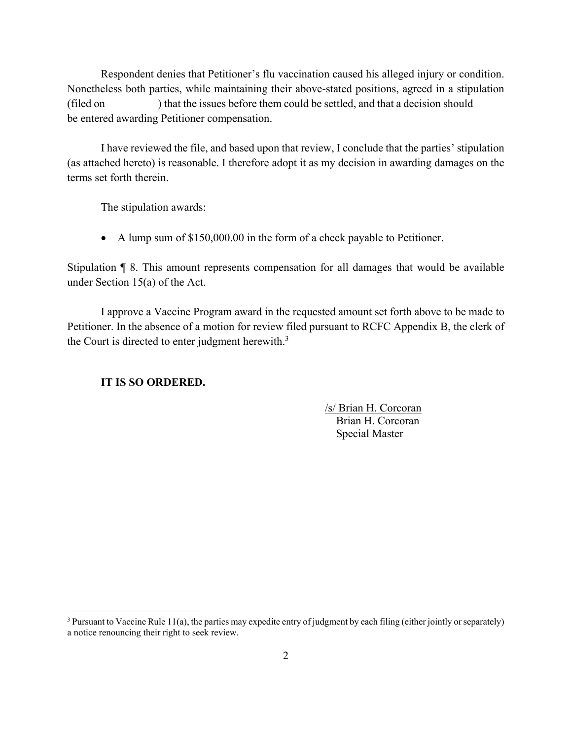Respondent denies that Petitioner's flu vaccination caused his alleged injury or condition. Nonetheless both parties, while maintaining their above-stated positions, agreed in a stipulation (filed on ) that the issues before them could be settled, and that a decision should be entered awarding Petitioner compensation.

I have reviewed the file, and based upon that review, I conclude that the parties' stipulation (as attached hereto) is reasonable. I therefore adopt it as my decision in awarding damages on the terms set forth therein.

The stipulation awards:

- A lump sum of $150,000.00 in the form of a check payable to Petitioner.

Stipulation ¶ 8. This amount represents compensation for all damages that would be available under Section 15(a) of the Act.

I approve a Vaccine Program award in the requested amount set forth above to be made to Petitioner. In the absence of a motion for review filed pursuant to RCFC Appendix B, the clerk of the Court is directed to enter judgment herewith.[3]

**IT IS SO ORDERED.**

/s/ Brian H. Corcoran
Brian H. Corcoran
Special Master

[3] Pursuant to Vaccine Rule 11(a), the parties may expedite entry of judgment by each filing (either jointly or separately) a notice renouncing their right to seek review.